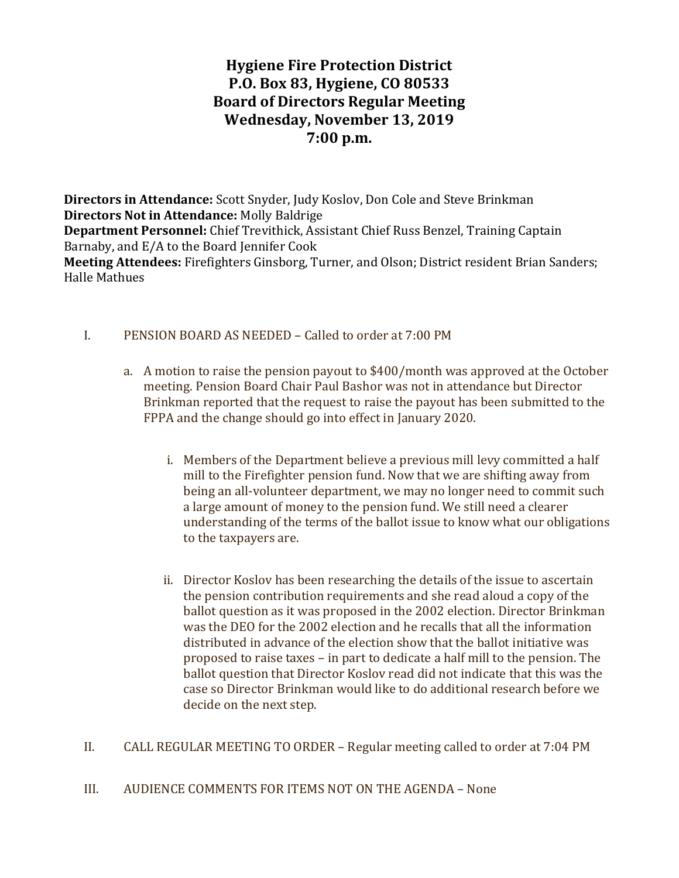# Hygiene Fire Protection District
## P.O. Box 83, Hygiene, CO 80533
## Board of Directors Regular Meeting
## Wednesday, November 13, 2019
## 7:00 p.m.

**Directors in Attendance:** Scott Snyder, Judy Koslov, Don Cole and Steve Brinkman
**Directors Not in Attendance:** Molly Baldrige
**Department Personnel:** Chief Trevithick, Assistant Chief Russ Benzel, Training Captain Barnaby, and E/A to the Board Jennifer Cook
**Meeting Attendees:** Firefighters Ginsborg, Turner, and Olson; District resident Brian Sanders; Halle Mathues

I. PENSION BOARD AS NEEDED – Called to order at 7:00 PM

   a. A motion to raise the pension payout to $400/month was approved at the October meeting. Pension Board Chair Paul Bashor was not in attendance but Director Brinkman reported that the request to raise the payout has been submitted to the FPPA and the change should go into effect in January 2020.

      i. Members of the Department believe a previous mill levy committed a half mill to the Firefighter pension fund. Now that we are shifting away from being an all-volunteer department, we may no longer need to commit such a large amount of money to the pension fund. We still need a clearer understanding of the terms of the ballot issue to know what our obligations to the taxpayers are.

      ii. Director Koslov has been researching the details of the issue to ascertain the pension contribution requirements and she read aloud a copy of the ballot question as it was proposed in the 2002 election. Director Brinkman was the DEO for the 2002 election and he recalls that all the information distributed in advance of the election show that the ballot initiative was proposed to raise taxes – in part to dedicate a half mill to the pension. The ballot question that Director Koslov read did not indicate that this was the case so Director Brinkman would like to do additional research before we decide on the next step.

II. CALL REGULAR MEETING TO ORDER – Regular meeting called to order at 7:04 PM

III. AUDIENCE COMMENTS FOR ITEMS NOT ON THE AGENDA – None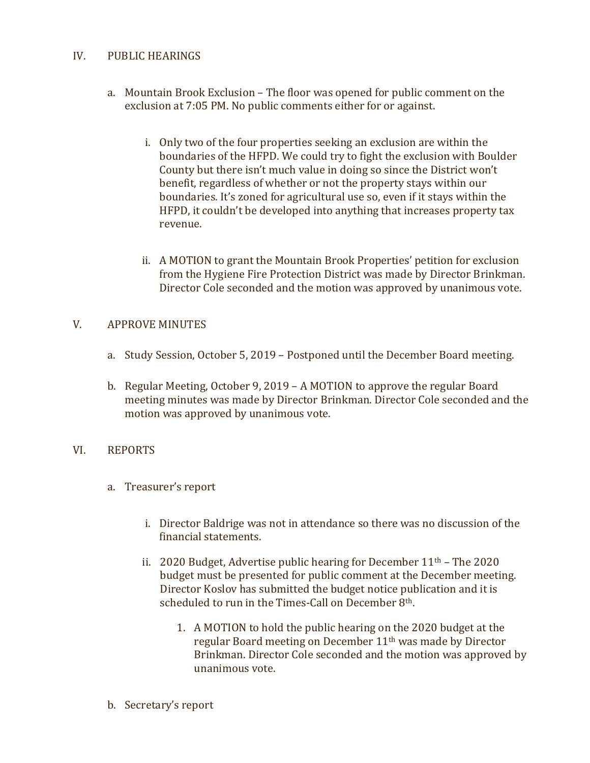## IV. PUBLIC HEARINGS

a. Mountain Brook Exclusion – The floor was opened for public comment on the exclusion at 7:05 PM. No public comments either for or against.

   i. Only two of the four properties seeking an exclusion are within the boundaries of the HFPD. We could try to fight the exclusion with Boulder County but there isn't much value in doing so since the District won't benefit, regardless of whether or not the property stays within our boundaries. It's zoned for agricultural use so, even if it stays within the HFPD, it couldn't be developed into anything that increases property tax revenue.

   ii. A MOTION to grant the Mountain Brook Properties' petition for exclusion from the Hygiene Fire Protection District was made by Director Brinkman. Director Cole seconded and the motion was approved by unanimous vote.

## V. APPROVE MINUTES

a. Study Session, October 5, 2019 – Postponed until the December Board meeting.

b. Regular Meeting, October 9, 2019 – A MOTION to approve the regular Board meeting minutes was made by Director Brinkman. Director Cole seconded and the motion was approved by unanimous vote.

## VI. REPORTS

a. Treasurer's report

   i. Director Baldrige was not in attendance so there was no discussion of the financial statements.

   ii. 2020 Budget, Advertise public hearing for December 11th – The 2020 budget must be presented for public comment at the December meeting. Director Koslov has submitted the budget notice publication and it is scheduled to run in the Times-Call on December 8th.

      1. A MOTION to hold the public hearing on the 2020 budget at the regular Board meeting on December 11th was made by Director Brinkman. Director Cole seconded and the motion was approved by unanimous vote.

b. Secretary's report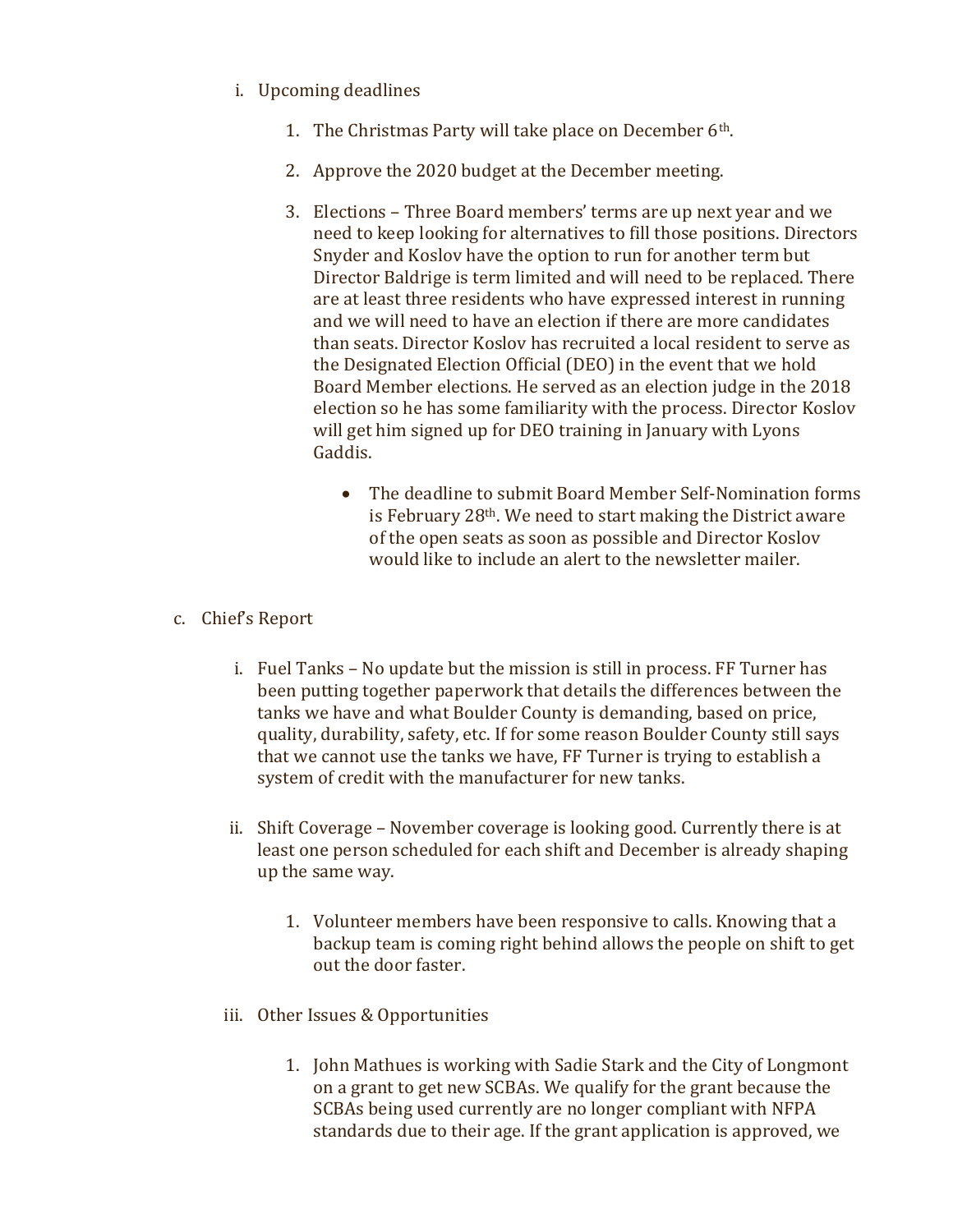i. Upcoming deadlines

   1. The Christmas Party will take place on December 6th.

   2. Approve the 2020 budget at the December meeting.

   3. Elections – Three Board members' terms are up next year and we need to keep looking for alternatives to fill those positions. Directors Snyder and Koslov have the option to run for another term but Director Baldrige is term limited and will need to be replaced. There are at least three residents who have expressed interest in running and we will need to have an election if there are more candidates than seats. Director Koslov has recruited a local resident to serve as the Designated Election Official (DEO) in the event that we hold Board Member elections. He served as an election judge in the 2018 election so he has some familiarity with the process. Director Koslov will get him signed up for DEO training in January with Lyons Gaddis.

      - The deadline to submit Board Member Self-Nomination forms is February 28th. We need to start making the District aware of the open seats as soon as possible and Director Koslov would like to include an alert to the newsletter mailer.

c. Chief's Report

   i. Fuel Tanks – No update but the mission is still in process. FF Turner has been putting together paperwork that details the differences between the tanks we have and what Boulder County is demanding, based on price, quality, durability, safety, etc. If for some reason Boulder County still says that we cannot use the tanks we have, FF Turner is trying to establish a system of credit with the manufacturer for new tanks.

   ii. Shift Coverage – November coverage is looking good. Currently there is at least one person scheduled for each shift and December is already shaping up the same way.

      1. Volunteer members have been responsive to calls. Knowing that a backup team is coming right behind allows the people on shift to get out the door faster.

   iii. Other Issues & Opportunities

      1. John Mathues is working with Sadie Stark and the City of Longmont on a grant to get new SCBAs. We qualify for the grant because the SCBAs being used currently are no longer compliant with NFPA standards due to their age. If the grant application is approved, we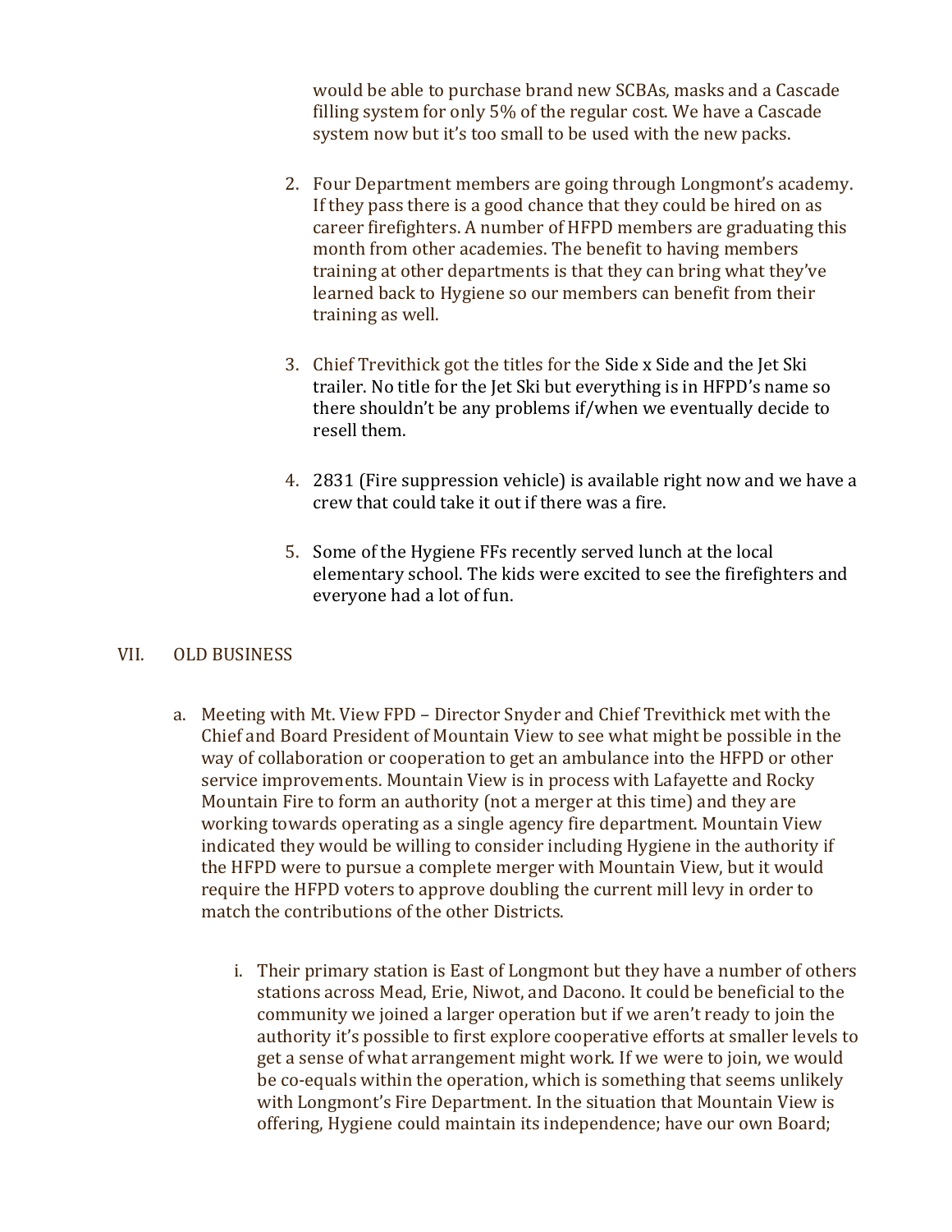would be able to purchase brand new SCBAs, masks and a Cascade filling system for only 5% of the regular cost. We have a Cascade system now but it's too small to be used with the new packs.

2. Four Department members are going through Longmont's academy. If they pass there is a good chance that they could be hired on as career firefighters. A number of HFPD members are graduating this month from other academies. The benefit to having members training at other departments is that they can bring what they've learned back to Hygiene so our members can benefit from their training as well.

3. Chief Trevithick got the titles for the Side x Side and the Jet Ski trailer. No title for the Jet Ski but everything is in HFPD's name so there shouldn't be any problems if/when we eventually decide to resell them.

4. 2831 (Fire suppression vehicle) is available right now and we have a crew that could take it out if there was a fire.

5. Some of the Hygiene FFs recently served lunch at the local elementary school. The kids were excited to see the firefighters and everyone had a lot of fun.

## VII. OLD BUSINESS

a. Meeting with Mt. View FPD – Director Snyder and Chief Trevithick met with the Chief and Board President of Mountain View to see what might be possible in the way of collaboration or cooperation to get an ambulance into the HFPD or other service improvements. Mountain View is in process with Lafayette and Rocky Mountain Fire to form an authority (not a merger at this time) and they are working towards operating as a single agency fire department. Mountain View indicated they would be willing to consider including Hygiene in the authority if the HFPD were to pursue a complete merger with Mountain View, but it would require the HFPD voters to approve doubling the current mill levy in order to match the contributions of the other Districts.

i. Their primary station is East of Longmont but they have a number of others stations across Mead, Erie, Niwot, and Dacono. It could be beneficial to the community we joined a larger operation but if we aren't ready to join the authority it's possible to first explore cooperative efforts at smaller levels to get a sense of what arrangement might work. If we were to join, we would be co-equals within the operation, which is something that seems unlikely with Longmont's Fire Department. In the situation that Mountain View is offering, Hygiene could maintain its independence; have our own Board;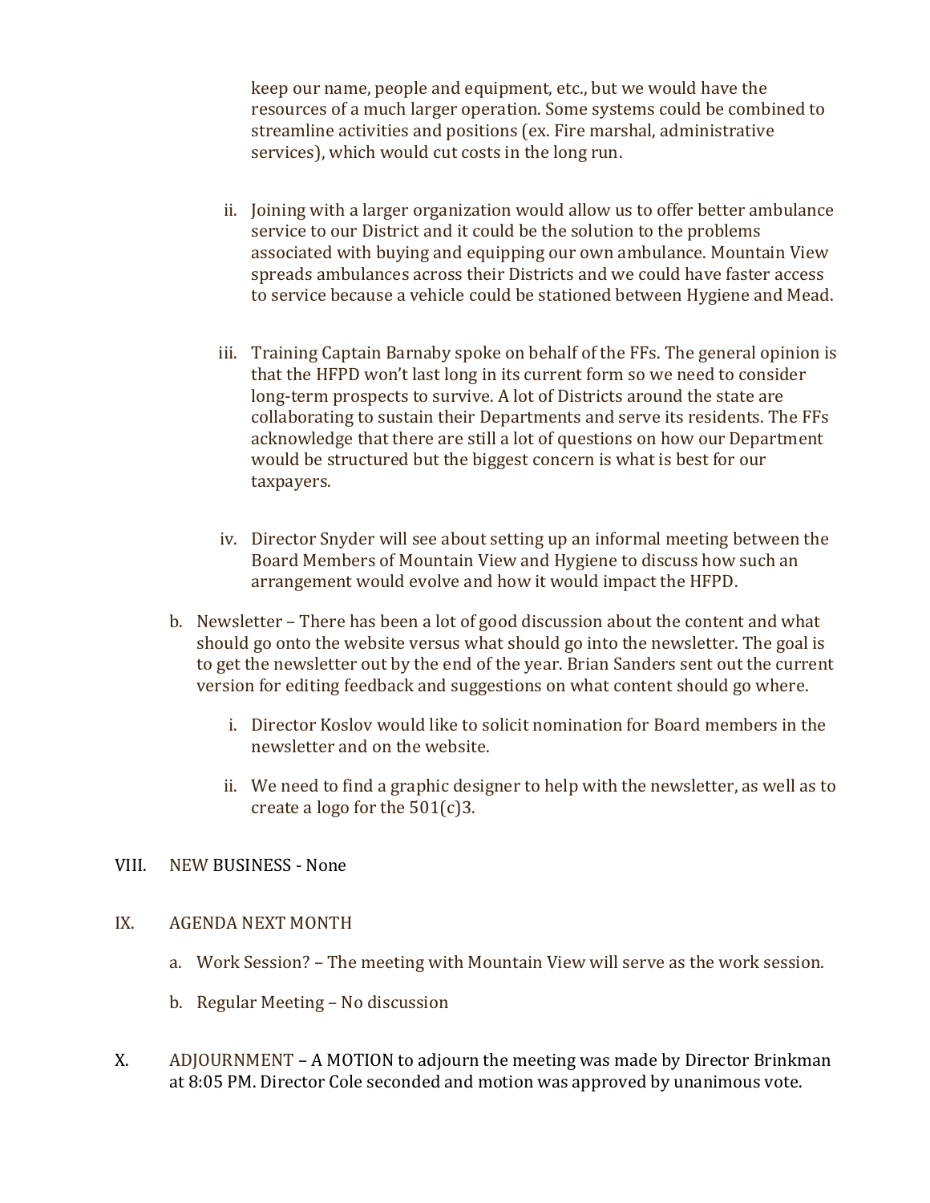keep our name, people and equipment, etc., but we would have the resources of a much larger operation. Some systems could be combined to streamline activities and positions (ex. Fire marshal, administrative services), which would cut costs in the long run.

ii. Joining with a larger organization would allow us to offer better ambulance service to our District and it could be the solution to the problems associated with buying and equipping our own ambulance. Mountain View spreads ambulances across their Districts and we could have faster access to service because a vehicle could be stationed between Hygiene and Mead.

iii. Training Captain Barnaby spoke on behalf of the FFs. The general opinion is that the HFPD won't last long in its current form so we need to consider long-term prospects to survive. A lot of Districts around the state are collaborating to sustain their Departments and serve its residents. The FFs acknowledge that there are still a lot of questions on how our Department would be structured but the biggest concern is what is best for our taxpayers.

iv. Director Snyder will see about setting up an informal meeting between the Board Members of Mountain View and Hygiene to discuss how such an arrangement would evolve and how it would impact the HFPD.

b. Newsletter – There has been a lot of good discussion about the content and what should go onto the website versus what should go into the newsletter. The goal is to get the newsletter out by the end of the year. Brian Sanders sent out the current version for editing feedback and suggestions on what content should go where.

   i. Director Koslov would like to solicit nomination for Board members in the newsletter and on the website.

   ii. We need to find a graphic designer to help with the newsletter, as well as to create a logo for the 501(c)3.

VIII. NEW BUSINESS - None

IX. AGENDA NEXT MONTH

a. Work Session? – The meeting with Mountain View will serve as the work session.

b. Regular Meeting – No discussion

X. ADJOURNMENT – A MOTION to adjourn the meeting was made by Director Brinkman at 8:05 PM. Director Cole seconded and motion was approved by unanimous vote.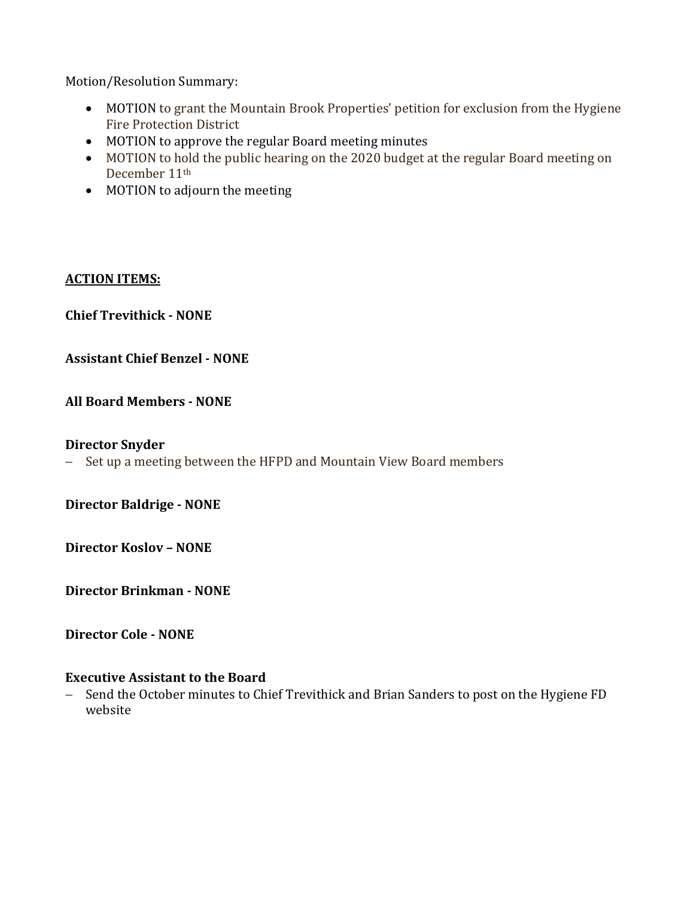Motion/Resolution Summary:

- MOTION to grant the Mountain Brook Properties' petition for exclusion from the Hygiene Fire Protection District
- MOTION to approve the regular Board meeting minutes
- MOTION to hold the public hearing on the 2020 budget at the regular Board meeting on December 11th
- MOTION to adjourn the meeting

**ACTION ITEMS:**

**Chief Trevithick - NONE**

**Assistant Chief Benzel - NONE**

**All Board Members - NONE**

**Director Snyder**

– Set up a meeting between the HFPD and Mountain View Board members

**Director Baldrige - NONE**

**Director Koslov – NONE**

**Director Brinkman - NONE**

**Director Cole - NONE**

**Executive Assistant to the Board**

– Send the October minutes to Chief Trevithick and Brian Sanders to post on the Hygiene FD website